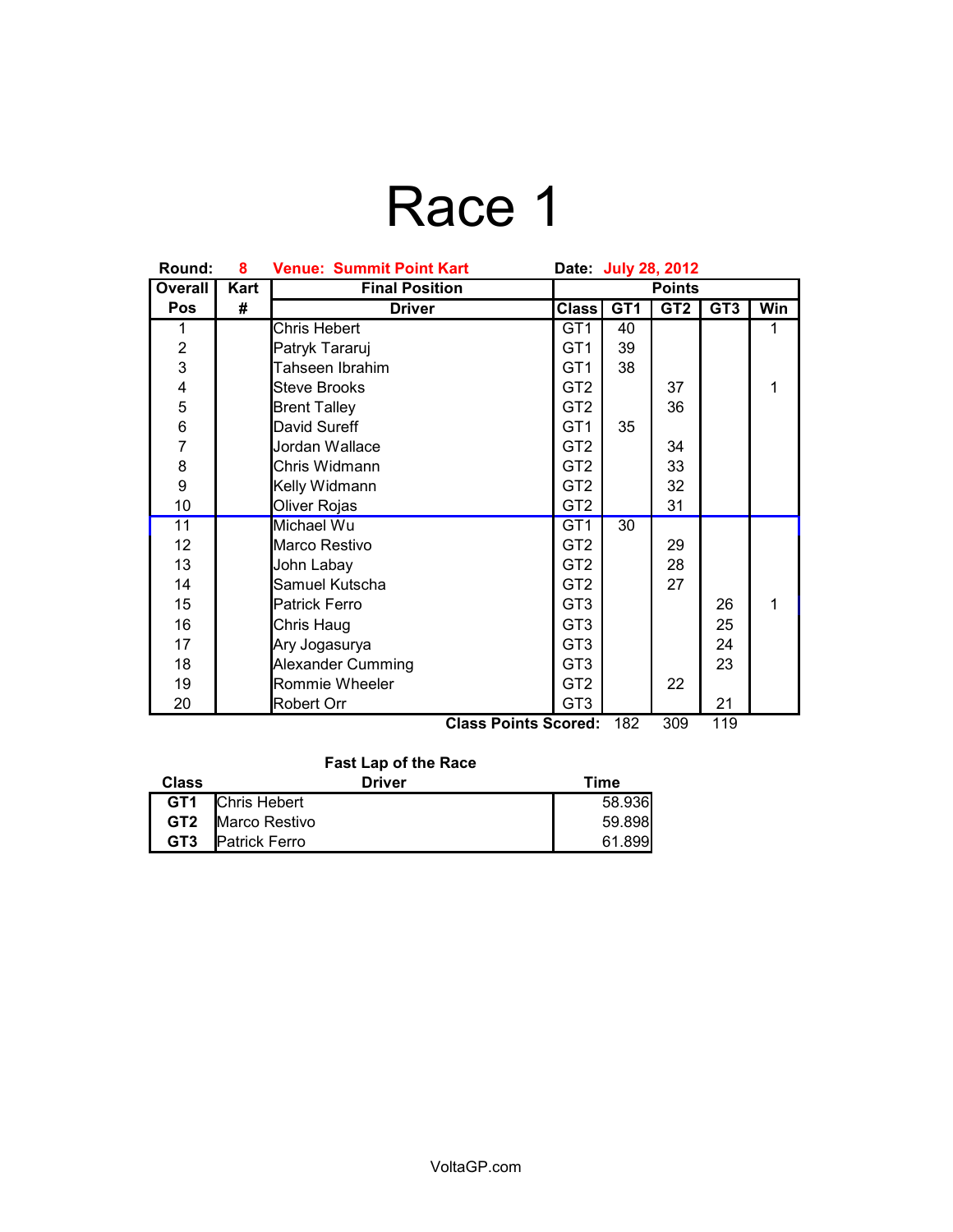# Race 1

**Round:** 8 **Venue: Summit Point Kart** **Date:** July 28, 2012

| Overall Pos | Kart # | Final Position Driver | Class | Points GT1 | GT2 | GT3 | Win |
|---|---|---|---|---|---|---|---|
| 1 | | Chris Hebert | GT1 | 40 | | | 1 |
| 2 | | Patryk Tararuj | GT1 | 39 | | | |
| 3 | | Tahseen Ibrahim | GT1 | 38 | | | |
| 4 | | Steve Brooks | GT2 | | 37 | | 1 |
| 5 | | Brent Talley | GT2 | | 36 | | |
| 6 | | David Sureff | GT1 | 35 | | | |
| 7 | | Jordan Wallace | GT2 | | 34 | | |
| 8 | | Chris Widmann | GT2 | | 33 | | |
| 9 | | Kelly Widmann | GT2 | | 32 | | |
| 10 | | Oliver Rojas | GT2 | | 31 | | |
| 11 | | Michael Wu | GT1 | 30 | | | |
| 12 | | Marco Restivo | GT2 | | 29 | | |
| 13 | | John Labay | GT2 | | 28 | | |
| 14 | | Samuel Kutscha | GT2 | | 27 | | |
| 15 | | Patrick Ferro | GT3 | | | 26 | 1 |
| 16 | | Chris Haug | GT3 | | | 25 | |
| 17 | | Ary Jogasurya | GT3 | | | 24 | |
| 18 | | Alexander Cumming | GT3 | | | 23 | |
| 19 | | Rommie Wheeler | GT2 | | 22 | | |
| 20 | | Robert Orr | GT3 | | | 21 | |
| | | | **Class Points Scored:** | 182 | 309 | 119 | |

**Fast Lap of the Race**

| Class | Driver | Time |
|---|---|---|
| **GT1** | Chris Hebert | 58.936 |
| **GT2** | Marco Restivo | 59.898 |
| **GT3** | Patrick Ferro | 61.899 |

VoltaGP.com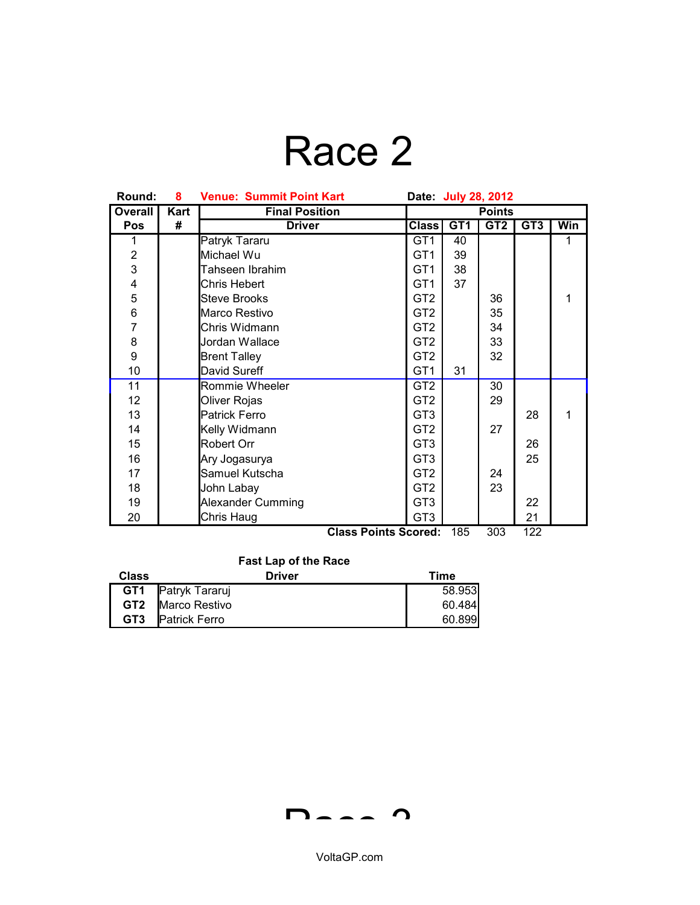# Race 2

**Round:** 8 **Venue: Summit Point Kart** **Date:** July 28, 2012

| Overall Pos | Kart # | Final Position Driver | Class | GT1 | GT2 | GT3 | Win |
|---|---|---|---|---|---|---|---|
| 1 | | Patryk Tararu | GT1 | 40 | | | 1 |
| 2 | | Michael Wu | GT1 | 39 | | | |
| 3 | | Tahseen Ibrahim | GT1 | 38 | | | |
| 4 | | Chris Hebert | GT1 | 37 | | | |
| 5 | | Steve Brooks | GT2 | | 36 | | 1 |
| 6 | | Marco Restivo | GT2 | | 35 | | |
| 7 | | Chris Widmann | GT2 | | 34 | | |
| 8 | | Jordan Wallace | GT2 | | 33 | | |
| 9 | | Brent Talley | GT2 | | 32 | | |
| 10 | | David Sureff | GT1 | 31 | | | |
| 11 | | Rommie Wheeler | GT2 | | 30 | | |
| 12 | | Oliver Rojas | GT2 | | 29 | | |
| 13 | | Patrick Ferro | GT3 | | | 28 | 1 |
| 14 | | Kelly Widmann | GT2 | | 27 | | |
| 15 | | Robert Orr | GT3 | | | 26 | |
| 16 | | Ary Jogasurya | GT3 | | | 25 | |
| 17 | | Samuel Kutscha | GT2 | | 24 | | |
| 18 | | John Labay | GT2 | | 23 | | |
| 19 | | Alexander Cumming | GT3 | | | 22 | |
| 20 | | Chris Haug | GT3 | | | 21 | |
| | | | **Class Points Scored:** | 185 | 303 | 122 | |

**Fast Lap of the Race**

| Class | Driver | Time |
|---|---|---|
| **GT1** | Patryk Tararuj | 58.953 |
| **GT2** | Marco Restivo | 60.484 |
| **GT3** | Patrick Ferro | 60.899 |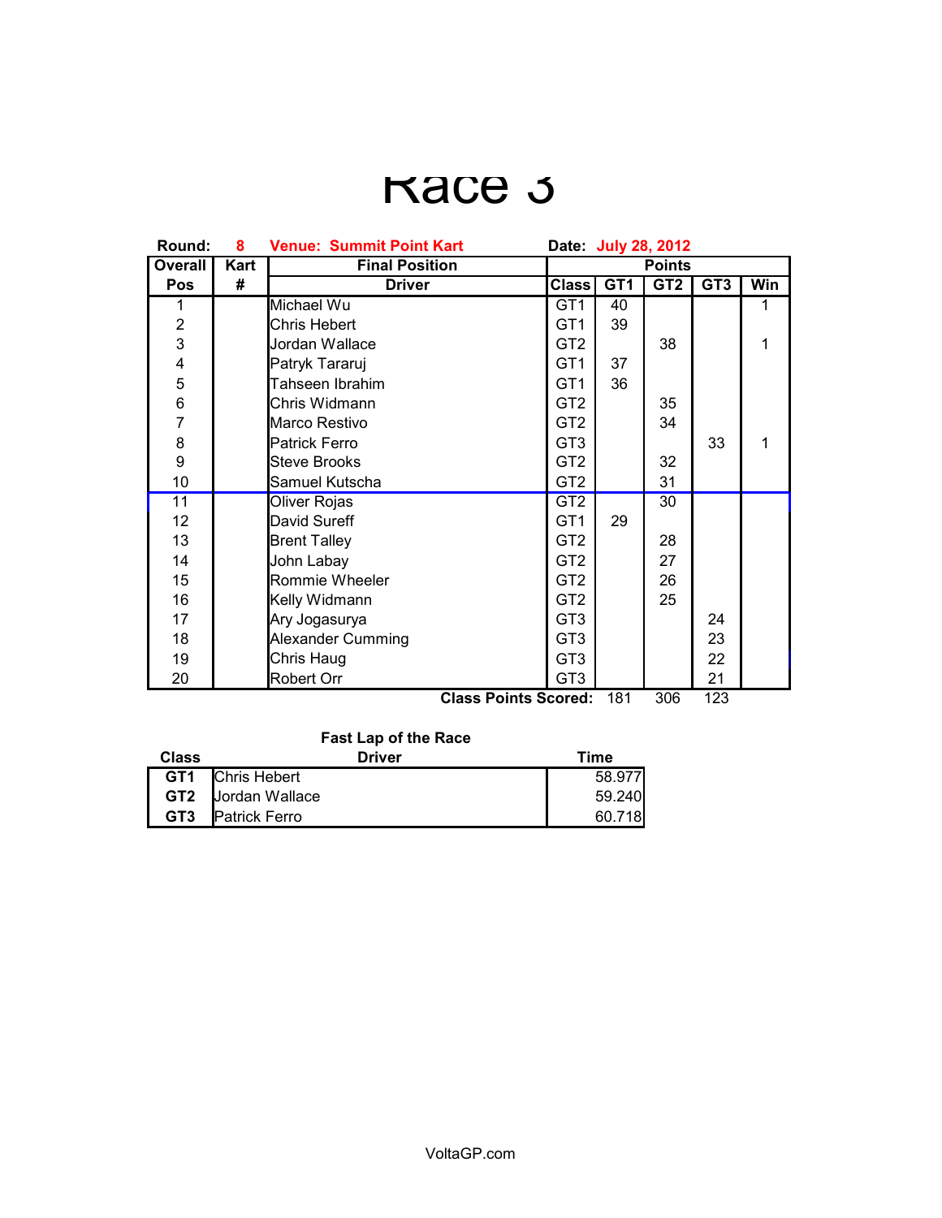# Race 3

**Round: 8** **Venue: Summit Point Kart** **Date: July 28, 2012**

| Overall Pos | Kart # | Final Position Driver | Class | GT1 | GT2 | GT3 | Win |
|---|---|---|---|---|---|---|---|
| 1 | | Michael Wu | GT1 | 40 | | | 1 |
| 2 | | Chris Hebert | GT1 | 39 | | | |
| 3 | | Jordan Wallace | GT2 | | 38 | | 1 |
| 4 | | Patryk Tararuj | GT1 | 37 | | | |
| 5 | | Tahseen Ibrahim | GT1 | 36 | | | |
| 6 | | Chris Widmann | GT2 | | 35 | | |
| 7 | | Marco Restivo | GT2 | | 34 | | |
| 8 | | Patrick Ferro | GT3 | | | 33 | 1 |
| 9 | | Steve Brooks | GT2 | | 32 | | |
| 10 | | Samuel Kutscha | GT2 | | 31 | | |
| 11 | | Oliver Rojas | GT2 | | 30 | | |
| 12 | | David Sureff | GT1 | 29 | | | |
| 13 | | Brent Talley | GT2 | | 28 | | |
| 14 | | John Labay | GT2 | | 27 | | |
| 15 | | Rommie Wheeler | GT2 | | 26 | | |
| 16 | | Kelly Widmann | GT2 | | 25 | | |
| 17 | | Ary Jogasurya | GT3 | | | 24 | |
| 18 | | Alexander Cumming | GT3 | | | 23 | |
| 19 | | Chris Haug | GT3 | | | 22 | |
| 20 | | Robert Orr | GT3 | | | 21 | |
| | | **Class Points Scored:** | | 181 | 306 | 123 | |

**Fast Lap of the Race**

| Class | Driver | Time |
|---|---|---|
| **GT1** | Chris Hebert | 58.977 |
| **GT2** | Jordan Wallace | 59.240 |
| **GT3** | Patrick Ferro | 60.718 |

VoltaGP.com